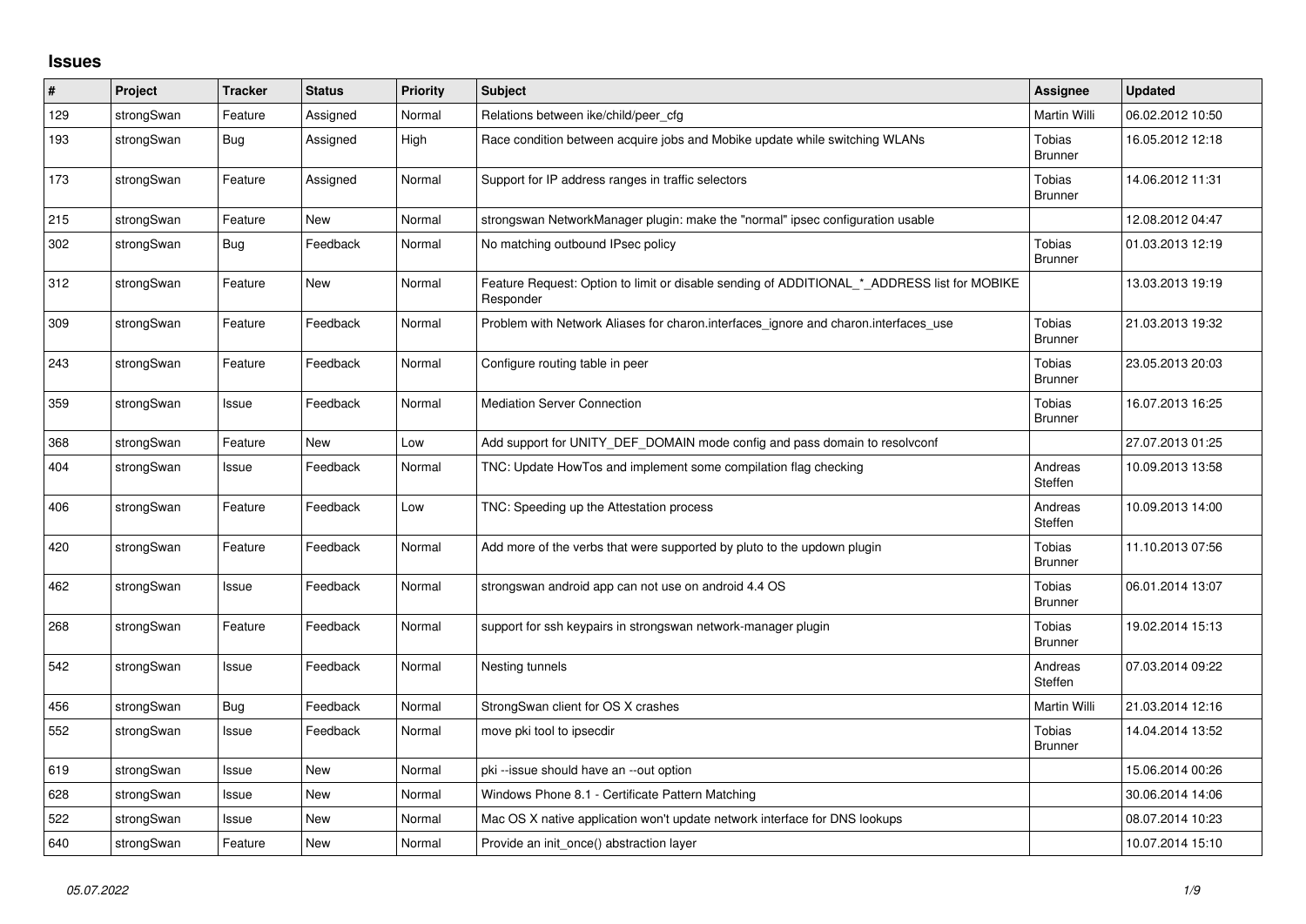## Issues

| # | Project | Tracker | Status | Priority | Subject | Assignee | Updated |
|---|---|---|---|---|---|---|---|
| 129 | strongSwan | Feature | Assigned | Normal | Relations between ike/child/peer_cfg | Martin Willi | 06.02.2012 10:50 |
| 193 | strongSwan | Bug | Assigned | High | Race condition between acquire jobs and Mobike update while switching WLANs | Tobias Brunner | 16.05.2012 12:18 |
| 173 | strongSwan | Feature | Assigned | Normal | Support for IP address ranges in traffic selectors | Tobias Brunner | 14.06.2012 11:31 |
| 215 | strongSwan | Feature | New | Normal | strongswan NetworkManager plugin: make the "normal" ipsec configuration usable | | 12.08.2012 04:47 |
| 302 | strongSwan | Bug | Feedback | Normal | No matching outbound IPsec policy | Tobias Brunner | 01.03.2013 12:19 |
| 312 | strongSwan | Feature | New | Normal | Feature Request: Option to limit or disable sending of ADDITIONAL_*_ADDRESS list for MOBIKE Responder | | 13.03.2013 19:19 |
| 309 | strongSwan | Feature | Feedback | Normal | Problem with Network Aliases for charon.interfaces_ignore and charon.interfaces_use | Tobias Brunner | 21.03.2013 19:32 |
| 243 | strongSwan | Feature | Feedback | Normal | Configure routing table in peer | Tobias Brunner | 23.05.2013 20:03 |
| 359 | strongSwan | Issue | Feedback | Normal | Mediation Server Connection | Tobias Brunner | 16.07.2013 16:25 |
| 368 | strongSwan | Feature | New | Low | Add support for UNITY_DEF_DOMAIN mode config and pass domain to resolvconf | | 27.07.2013 01:25 |
| 404 | strongSwan | Issue | Feedback | Normal | TNC: Update HowTos and implement some compilation flag checking | Andreas Steffen | 10.09.2013 13:58 |
| 406 | strongSwan | Feature | Feedback | Low | TNC: Speeding up the Attestation process | Andreas Steffen | 10.09.2013 14:00 |
| 420 | strongSwan | Feature | Feedback | Normal | Add more of the verbs that were supported by pluto to the updown plugin | Tobias Brunner | 11.10.2013 07:56 |
| 462 | strongSwan | Issue | Feedback | Normal | strongswan android app can not use on android 4.4 OS | Tobias Brunner | 06.01.2014 13:07 |
| 268 | strongSwan | Feature | Feedback | Normal | support for ssh keypairs in strongswan network-manager plugin | Tobias Brunner | 19.02.2014 15:13 |
| 542 | strongSwan | Issue | Feedback | Normal | Nesting tunnels | Andreas Steffen | 07.03.2014 09:22 |
| 456 | strongSwan | Bug | Feedback | Normal | StrongSwan client for OS X crashes | Martin Willi | 21.03.2014 12:16 |
| 552 | strongSwan | Issue | Feedback | Normal | move pki tool to ipsecdir | Tobias Brunner | 14.04.2014 13:52 |
| 619 | strongSwan | Issue | New | Normal | pki --issue should have an --out option | | 15.06.2014 00:26 |
| 628 | strongSwan | Issue | New | Normal | Windows Phone 8.1 - Certificate Pattern Matching | | 30.06.2014 14:06 |
| 522 | strongSwan | Issue | New | Normal | Mac OS X native application won't update network interface for DNS lookups | | 08.07.2014 10:23 |
| 640 | strongSwan | Feature | New | Normal | Provide an init_once() abstraction layer | | 10.07.2014 15:10 |

*05.07.2022*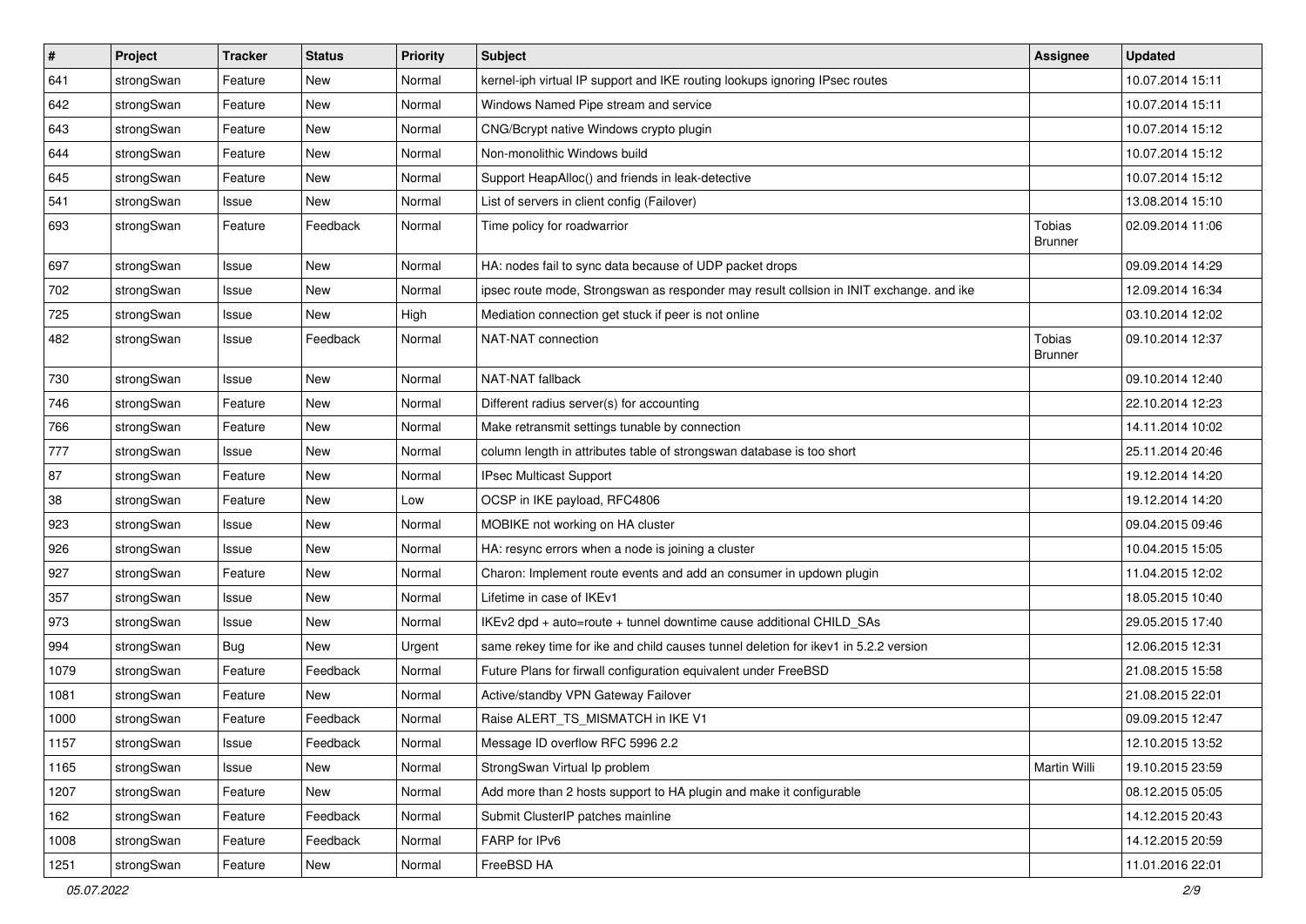| # | Project | Tracker | Status | Priority | Subject | Assignee | Updated |
|---|---|---|---|---|---|---|---|
| 641 | strongSwan | Feature | New | Normal | kernel-iph virtual IP support and IKE routing lookups ignoring IPsec routes | | 10.07.2014 15:11 |
| 642 | strongSwan | Feature | New | Normal | Windows Named Pipe stream and service | | 10.07.2014 15:11 |
| 643 | strongSwan | Feature | New | Normal | CNG/Bcrypt native Windows crypto plugin | | 10.07.2014 15:12 |
| 644 | strongSwan | Feature | New | Normal | Non-monolithic Windows build | | 10.07.2014 15:12 |
| 645 | strongSwan | Feature | New | Normal | Support HeapAlloc() and friends in leak-detective | | 10.07.2014 15:12 |
| 541 | strongSwan | Issue | New | Normal | List of servers in client config (Failover) | | 13.08.2014 15:10 |
| 693 | strongSwan | Feature | Feedback | Normal | Time policy for roadwarrior | Tobias Brunner | 02.09.2014 11:06 |
| 697 | strongSwan | Issue | New | Normal | HA: nodes fail to sync data because of UDP packet drops | | 09.09.2014 14:29 |
| 702 | strongSwan | Issue | New | Normal | ipsec route mode, Strongswan as responder may result collsion in INIT exchange. and ike | | 12.09.2014 16:34 |
| 725 | strongSwan | Issue | New | High | Mediation connection get stuck if peer is not online | | 03.10.2014 12:02 |
| 482 | strongSwan | Issue | Feedback | Normal | NAT-NAT connection | Tobias Brunner | 09.10.2014 12:37 |
| 730 | strongSwan | Issue | New | Normal | NAT-NAT fallback | | 09.10.2014 12:40 |
| 746 | strongSwan | Feature | New | Normal | Different radius server(s) for accounting | | 22.10.2014 12:23 |
| 766 | strongSwan | Feature | New | Normal | Make retransmit settings tunable by connection | | 14.11.2014 10:02 |
| 777 | strongSwan | Issue | New | Normal | column length in attributes table of strongswan database is too short | | 25.11.2014 20:46 |
| 87 | strongSwan | Feature | New | Normal | IPsec Multicast Support | | 19.12.2014 14:20 |
| 38 | strongSwan | Feature | New | Low | OCSP in IKE payload, RFC4806 | | 19.12.2014 14:20 |
| 923 | strongSwan | Issue | New | Normal | MOBIKE not working on HA cluster | | 09.04.2015 09:46 |
| 926 | strongSwan | Issue | New | Normal | HA: resync errors when a node is joining a cluster | | 10.04.2015 15:05 |
| 927 | strongSwan | Feature | New | Normal | Charon: Implement route events and add an consumer in updown plugin | | 11.04.2015 12:02 |
| 357 | strongSwan | Issue | New | Normal | Lifetime in case of IKEv1 | | 18.05.2015 10:40 |
| 973 | strongSwan | Issue | New | Normal | IKEv2 dpd + auto=route + tunnel downtime cause additional CHILD_SAs | | 29.05.2015 17:40 |
| 994 | strongSwan | Bug | New | Urgent | same rekey time for ike and child causes tunnel deletion for ikev1 in 5.2.2 version | | 12.06.2015 12:31 |
| 1079 | strongSwan | Feature | Feedback | Normal | Future Plans for firwall configuration equivalent under FreeBSD | | 21.08.2015 15:58 |
| 1081 | strongSwan | Feature | New | Normal | Active/standby VPN Gateway Failover | | 21.08.2015 22:01 |
| 1000 | strongSwan | Feature | Feedback | Normal | Raise ALERT_TS_MISMATCH in IKE V1 | | 09.09.2015 12:47 |
| 1157 | strongSwan | Issue | Feedback | Normal | Message ID overflow RFC 5996 2.2 | | 12.10.2015 13:52 |
| 1165 | strongSwan | Issue | New | Normal | StrongSwan Virtual Ip problem | Martin Willi | 19.10.2015 23:59 |
| 1207 | strongSwan | Feature | New | Normal | Add more than 2 hosts support to HA plugin and make it configurable | | 08.12.2015 05:05 |
| 162 | strongSwan | Feature | Feedback | Normal | Submit ClusterIP patches mainline | | 14.12.2015 20:43 |
| 1008 | strongSwan | Feature | Feedback | Normal | FARP for IPv6 | | 14.12.2015 20:59 |
| 1251 | strongSwan | Feature | New | Normal | FreeBSD HA | | 11.01.2016 22:01 |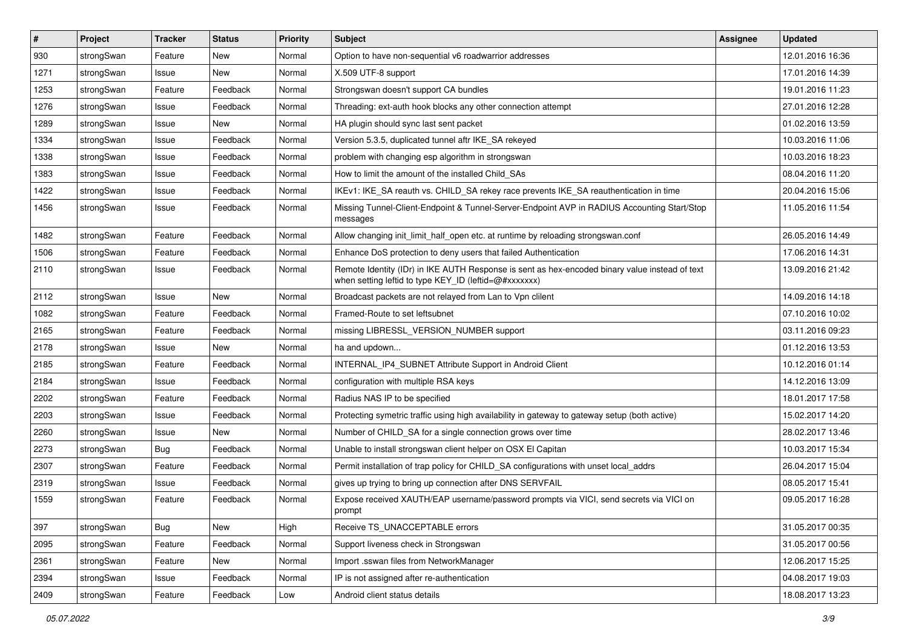| # | Project | Tracker | Status | Priority | Subject | Assignee | Updated |
|---|---|---|---|---|---|---|---|
| 930 | strongSwan | Feature | New | Normal | Option to have non-sequential v6 roadwarrior addresses | | 12.01.2016 16:36 |
| 1271 | strongSwan | Issue | New | Normal | X.509 UTF-8 support | | 17.01.2016 14:39 |
| 1253 | strongSwan | Feature | Feedback | Normal | Strongswan doesn't support CA bundles | | 19.01.2016 11:23 |
| 1276 | strongSwan | Issue | Feedback | Normal | Threading: ext-auth hook blocks any other connection attempt | | 27.01.2016 12:28 |
| 1289 | strongSwan | Issue | New | Normal | HA plugin should sync last sent packet | | 01.02.2016 13:59 |
| 1334 | strongSwan | Issue | Feedback | Normal | Version 5.3.5, duplicated tunnel aftr IKE_SA rekeyed | | 10.03.2016 11:06 |
| 1338 | strongSwan | Issue | Feedback | Normal | problem with changing esp algorithm in strongswan | | 10.03.2016 18:23 |
| 1383 | strongSwan | Issue | Feedback | Normal | How to limit the amount of the installed Child_SAs | | 08.04.2016 11:20 |
| 1422 | strongSwan | Issue | Feedback | Normal | IKEv1: IKE_SA reauth vs. CHILD_SA rekey race prevents IKE_SA reauthentication in time | | 20.04.2016 15:06 |
| 1456 | strongSwan | Issue | Feedback | Normal | Missing Tunnel-Client-Endpoint & Tunnel-Server-Endpoint AVP in RADIUS Accounting Start/Stop messages | | 11.05.2016 11:54 |
| 1482 | strongSwan | Feature | Feedback | Normal | Allow changing init_limit_half_open etc. at runtime by reloading strongswan.conf | | 26.05.2016 14:49 |
| 1506 | strongSwan | Feature | Feedback | Normal | Enhance DoS protection to deny users that failed Authentication | | 17.06.2016 14:31 |
| 2110 | strongSwan | Issue | Feedback | Normal | Remote Identity (IDr) in IKE AUTH Response is sent as hex-encoded binary value instead of text when setting leftid to type KEY_ID (leftid=@#xxxxxxx) | | 13.09.2016 21:42 |
| 2112 | strongSwan | Issue | New | Normal | Broadcast packets are not relayed from Lan to Vpn clilent | | 14.09.2016 14:18 |
| 1082 | strongSwan | Feature | Feedback | Normal | Framed-Route to set leftsubnet | | 07.10.2016 10:02 |
| 2165 | strongSwan | Feature | Feedback | Normal | missing LIBRESSL_VERSION_NUMBER support | | 03.11.2016 09:23 |
| 2178 | strongSwan | Issue | New | Normal | ha and updown... | | 01.12.2016 13:53 |
| 2185 | strongSwan | Feature | Feedback | Normal | INTERNAL_IP4_SUBNET Attribute Support in Android Client | | 10.12.2016 01:14 |
| 2184 | strongSwan | Issue | Feedback | Normal | configuration with multiple RSA keys | | 14.12.2016 13:09 |
| 2202 | strongSwan | Feature | Feedback | Normal | Radius NAS IP to be specified | | 18.01.2017 17:58 |
| 2203 | strongSwan | Issue | Feedback | Normal | Protecting symetric traffic using high availability in gateway to gateway setup (both active) | | 15.02.2017 14:20 |
| 2260 | strongSwan | Issue | New | Normal | Number of CHILD_SA for a single connection grows over time | | 28.02.2017 13:46 |
| 2273 | strongSwan | Bug | Feedback | Normal | Unable to install strongswan client helper on OSX El Capitan | | 10.03.2017 15:34 |
| 2307 | strongSwan | Feature | Feedback | Normal | Permit installation of trap policy for CHILD_SA configurations with unset local_addrs | | 26.04.2017 15:04 |
| 2319 | strongSwan | Issue | Feedback | Normal | gives up trying to bring up connection after DNS SERVFAIL | | 08.05.2017 15:41 |
| 1559 | strongSwan | Feature | Feedback | Normal | Expose received XAUTH/EAP username/password prompts via VICI, send secrets via VICI on prompt | | 09.05.2017 16:28 |
| 397 | strongSwan | Bug | New | High | Receive TS_UNACCEPTABLE errors | | 31.05.2017 00:35 |
| 2095 | strongSwan | Feature | Feedback | Normal | Support liveness check in Strongswan | | 31.05.2017 00:56 |
| 2361 | strongSwan | Feature | New | Normal | Import .sswan files from NetworkManager | | 12.06.2017 15:25 |
| 2394 | strongSwan | Issue | Feedback | Normal | IP is not assigned after re-authentication | | 04.08.2017 19:03 |
| 2409 | strongSwan | Feature | Feedback | Low | Android client status details | | 18.08.2017 13:23 |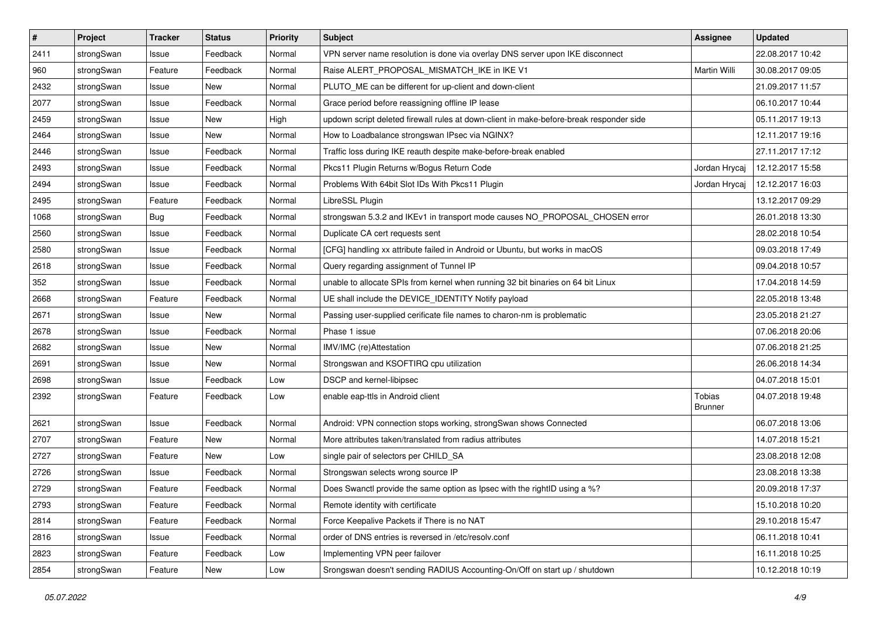| # | Project | Tracker | Status | Priority | Subject | Assignee | Updated |
|---|---|---|---|---|---|---|---|
| 2411 | strongSwan | Issue | Feedback | Normal | VPN server name resolution is done via overlay DNS server upon IKE disconnect | | 22.08.2017 10:42 |
| 960 | strongSwan | Feature | Feedback | Normal | Raise ALERT_PROPOSAL_MISMATCH_IKE in IKE V1 | Martin Willi | 30.08.2017 09:05 |
| 2432 | strongSwan | Issue | New | Normal | PLUTO_ME can be different for up-client and down-client | | 21.09.2017 11:57 |
| 2077 | strongSwan | Issue | Feedback | Normal | Grace period before reassigning offline IP lease | | 06.10.2017 10:44 |
| 2459 | strongSwan | Issue | New | High | updown script deleted firewall rules at down-client in make-before-break responder side | | 05.11.2017 19:13 |
| 2464 | strongSwan | Issue | New | Normal | How to Loadbalance strongswan IPsec via NGINX? | | 12.11.2017 19:16 |
| 2446 | strongSwan | Issue | Feedback | Normal | Traffic loss during IKE reauth despite make-before-break enabled | | 27.11.2017 17:12 |
| 2493 | strongSwan | Issue | Feedback | Normal | Pkcs11 Plugin Returns w/Bogus Return Code | Jordan Hrycaj | 12.12.2017 15:58 |
| 2494 | strongSwan | Issue | Feedback | Normal | Problems With 64bit Slot IDs With Pkcs11 Plugin | Jordan Hrycaj | 12.12.2017 16:03 |
| 2495 | strongSwan | Feature | Feedback | Normal | LibreSSL Plugin | | 13.12.2017 09:29 |
| 1068 | strongSwan | Bug | Feedback | Normal | strongswan 5.3.2 and IKEv1 in transport mode causes NO_PROPOSAL_CHOSEN error | | 26.01.2018 13:30 |
| 2560 | strongSwan | Issue | Feedback | Normal | Duplicate CA cert requests sent | | 28.02.2018 10:54 |
| 2580 | strongSwan | Issue | Feedback | Normal | [CFG] handling xx attribute failed in Android or Ubuntu, but works in macOS | | 09.03.2018 17:49 |
| 2618 | strongSwan | Issue | Feedback | Normal | Query regarding assignment of Tunnel IP | | 09.04.2018 10:57 |
| 352 | strongSwan | Issue | Feedback | Normal | unable to allocate SPIs from kernel when running 32 bit binaries on 64 bit Linux | | 17.04.2018 14:59 |
| 2668 | strongSwan | Feature | Feedback | Normal | UE shall include the DEVICE_IDENTITY Notify payload | | 22.05.2018 13:48 |
| 2671 | strongSwan | Issue | New | Normal | Passing user-supplied cerificate file names to charon-nm is problematic | | 23.05.2018 21:27 |
| 2678 | strongSwan | Issue | Feedback | Normal | Phase 1 issue | | 07.06.2018 20:06 |
| 2682 | strongSwan | Issue | New | Normal | IMV/IMC (re)Attestation | | 07.06.2018 21:25 |
| 2691 | strongSwan | Issue | New | Normal | Strongswan and KSOFTIRQ cpu utilization | | 26.06.2018 14:34 |
| 2698 | strongSwan | Issue | Feedback | Low | DSCP and kernel-libipsec | | 04.07.2018 15:01 |
| 2392 | strongSwan | Feature | Feedback | Low | enable eap-ttls in Android client | Tobias Brunner | 04.07.2018 19:48 |
| 2621 | strongSwan | Issue | Feedback | Normal | Android: VPN connection stops working, strongSwan shows Connected | | 06.07.2018 13:06 |
| 2707 | strongSwan | Feature | New | Normal | More attributes taken/translated from radius attributes | | 14.07.2018 15:21 |
| 2727 | strongSwan | Feature | New | Low | single pair of selectors per CHILD_SA | | 23.08.2018 12:08 |
| 2726 | strongSwan | Issue | Feedback | Normal | Strongswan selects wrong source IP | | 23.08.2018 13:38 |
| 2729 | strongSwan | Feature | Feedback | Normal | Does Swanctl provide the same option as Ipsec with the rightID using a %? | | 20.09.2018 17:37 |
| 2793 | strongSwan | Feature | Feedback | Normal | Remote identity with certificate | | 15.10.2018 10:20 |
| 2814 | strongSwan | Feature | Feedback | Normal | Force Keepalive Packets if There is no NAT | | 29.10.2018 15:47 |
| 2816 | strongSwan | Issue | Feedback | Normal | order of DNS entries is reversed in /etc/resolv.conf | | 06.11.2018 10:41 |
| 2823 | strongSwan | Feature | Feedback | Low | Implementing VPN peer failover | | 16.11.2018 10:25 |
| 2854 | strongSwan | Feature | New | Low | Srongswan doesn't sending RADIUS Accounting-On/Off on start up / shutdown | | 10.12.2018 10:19 |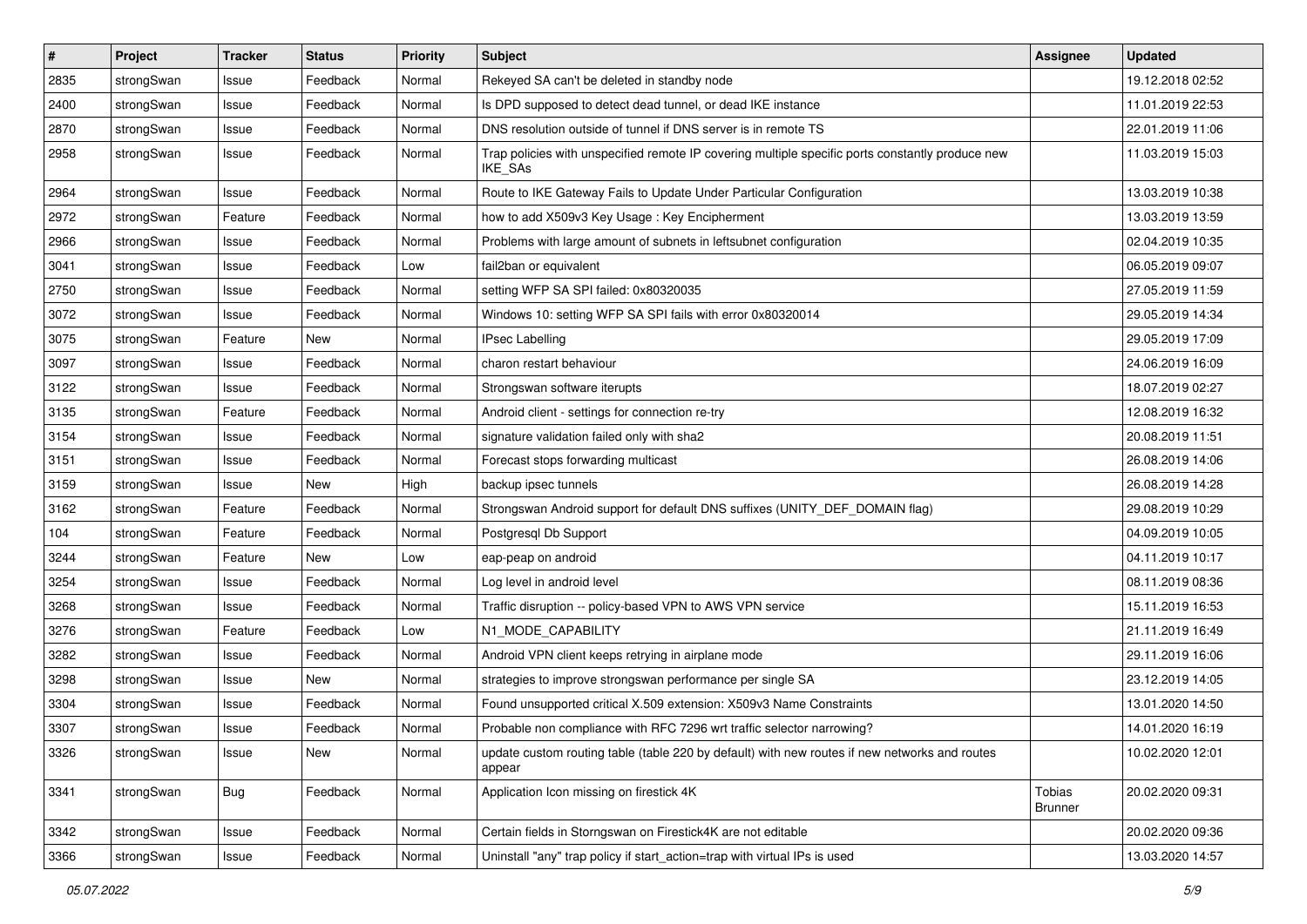| # | Project | Tracker | Status | Priority | Subject | Assignee | Updated |
|---|---|---|---|---|---|---|---|
| 2835 | strongSwan | Issue | Feedback | Normal | Rekeyed SA can't be deleted in standby node | | 19.12.2018 02:52 |
| 2400 | strongSwan | Issue | Feedback | Normal | Is DPD supposed to detect dead tunnel, or dead IKE instance | | 11.01.2019 22:53 |
| 2870 | strongSwan | Issue | Feedback | Normal | DNS resolution outside of tunnel if DNS server is in remote TS | | 22.01.2019 11:06 |
| 2958 | strongSwan | Issue | Feedback | Normal | Trap policies with unspecified remote IP covering multiple specific ports constantly produce new IKE_SAs | | 11.03.2019 15:03 |
| 2964 | strongSwan | Issue | Feedback | Normal | Route to IKE Gateway Fails to Update Under Particular Configuration | | 13.03.2019 10:38 |
| 2972 | strongSwan | Feature | Feedback | Normal | how to add X509v3 Key Usage : Key Encipherment | | 13.03.2019 13:59 |
| 2966 | strongSwan | Issue | Feedback | Normal | Problems with large amount of subnets in leftsubnet configuration | | 02.04.2019 10:35 |
| 3041 | strongSwan | Issue | Feedback | Low | fail2ban or equivalent | | 06.05.2019 09:07 |
| 2750 | strongSwan | Issue | Feedback | Normal | setting WFP SA SPI failed: 0x80320035 | | 27.05.2019 11:59 |
| 3072 | strongSwan | Issue | Feedback | Normal | Windows 10: setting WFP SA SPI fails with error 0x80320014 | | 29.05.2019 14:34 |
| 3075 | strongSwan | Feature | New | Normal | IPsec Labelling | | 29.05.2019 17:09 |
| 3097 | strongSwan | Issue | Feedback | Normal | charon restart behaviour | | 24.06.2019 16:09 |
| 3122 | strongSwan | Issue | Feedback | Normal | Strongswan software iterupts | | 18.07.2019 02:27 |
| 3135 | strongSwan | Feature | Feedback | Normal | Android client - settings for connection re-try | | 12.08.2019 16:32 |
| 3154 | strongSwan | Issue | Feedback | Normal | signature validation failed only with sha2 | | 20.08.2019 11:51 |
| 3151 | strongSwan | Issue | Feedback | Normal | Forecast stops forwarding multicast | | 26.08.2019 14:06 |
| 3159 | strongSwan | Issue | New | High | backup ipsec tunnels | | 26.08.2019 14:28 |
| 3162 | strongSwan | Feature | Feedback | Normal | Strongswan Android support for default DNS suffixes (UNITY_DEF_DOMAIN flag) | | 29.08.2019 10:29 |
| 104 | strongSwan | Feature | Feedback | Normal | Postgresql Db Support | | 04.09.2019 10:05 |
| 3244 | strongSwan | Feature | New | Low | eap-peap on android | | 04.11.2019 10:17 |
| 3254 | strongSwan | Issue | Feedback | Normal | Log level in android level | | 08.11.2019 08:36 |
| 3268 | strongSwan | Issue | Feedback | Normal | Traffic disruption -- policy-based VPN to AWS VPN service | | 15.11.2019 16:53 |
| 3276 | strongSwan | Feature | Feedback | Low | N1_MODE_CAPABILITY | | 21.11.2019 16:49 |
| 3282 | strongSwan | Issue | Feedback | Normal | Android VPN client keeps retrying in airplane mode | | 29.11.2019 16:06 |
| 3298 | strongSwan | Issue | New | Normal | strategies to improve strongswan performance per single SA | | 23.12.2019 14:05 |
| 3304 | strongSwan | Issue | Feedback | Normal | Found unsupported critical X.509 extension: X509v3 Name Constraints | | 13.01.2020 14:50 |
| 3307 | strongSwan | Issue | Feedback | Normal | Probable non compliance with RFC 7296 wrt traffic selector narrowing? | | 14.01.2020 16:19 |
| 3326 | strongSwan | Issue | New | Normal | update custom routing table (table 220 by default) with new routes if new networks and routes appear | | 10.02.2020 12:01 |
| 3341 | strongSwan | Bug | Feedback | Normal | Application Icon missing on firestick 4K | Tobias Brunner | 20.02.2020 09:31 |
| 3342 | strongSwan | Issue | Feedback | Normal | Certain fields in Storngswan on Firestick4K are not editable | | 20.02.2020 09:36 |
| 3366 | strongSwan | Issue | Feedback | Normal | Uninstall "any" trap policy if start_action=trap with virtual IPs is used | | 13.03.2020 14:57 |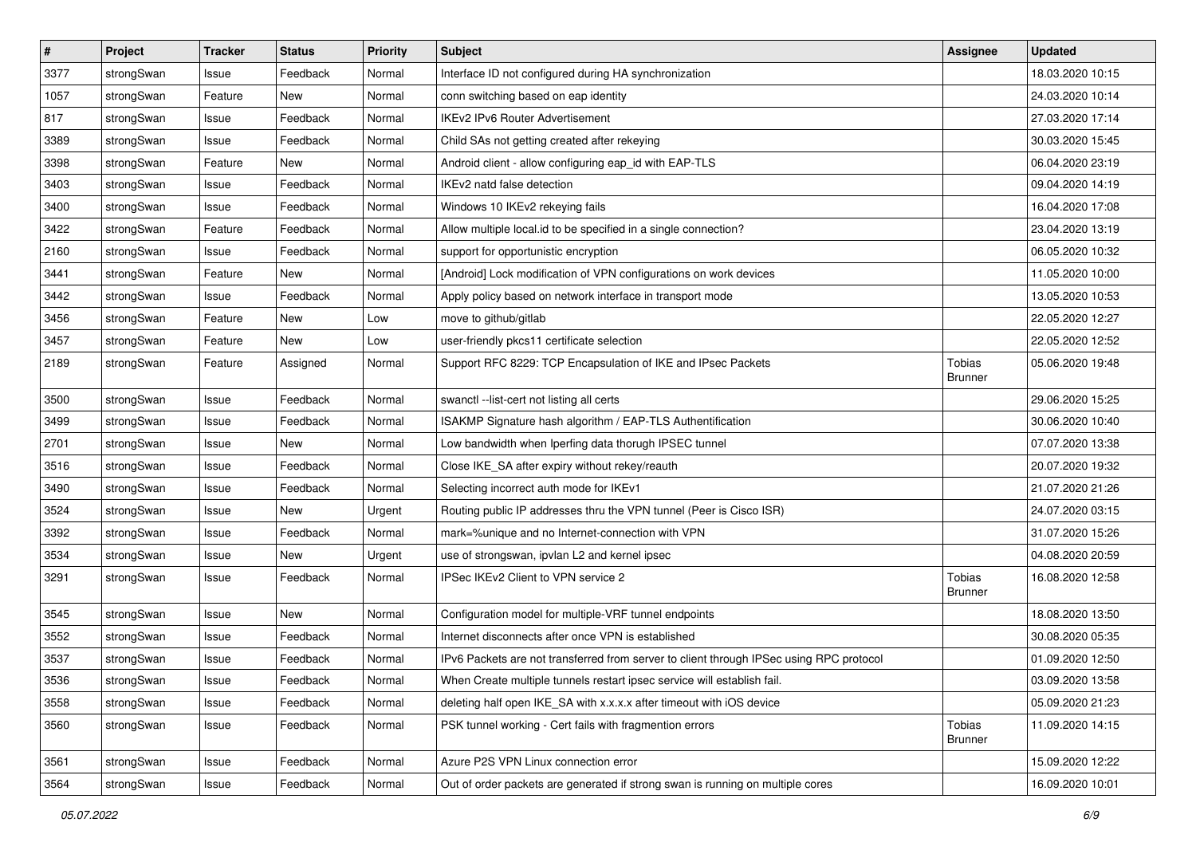| # | Project | Tracker | Status | Priority | Subject | Assignee | Updated |
|---|---|---|---|---|---|---|---|
| 3377 | strongSwan | Issue | Feedback | Normal | Interface ID not configured during HA synchronization | | 18.03.2020 10:15 |
| 1057 | strongSwan | Feature | New | Normal | conn switching based on eap identity | | 24.03.2020 10:14 |
| 817 | strongSwan | Issue | Feedback | Normal | IKEv2 IPv6 Router Advertisement | | 27.03.2020 17:14 |
| 3389 | strongSwan | Issue | Feedback | Normal | Child SAs not getting created after rekeying | | 30.03.2020 15:45 |
| 3398 | strongSwan | Feature | New | Normal | Android client - allow configuring eap_id with EAP-TLS | | 06.04.2020 23:19 |
| 3403 | strongSwan | Issue | Feedback | Normal | IKEv2 natd false detection | | 09.04.2020 14:19 |
| 3400 | strongSwan | Issue | Feedback | Normal | Windows 10 IKEv2 rekeying fails | | 16.04.2020 17:08 |
| 3422 | strongSwan | Feature | Feedback | Normal | Allow multiple local.id to be specified in a single connection? | | 23.04.2020 13:19 |
| 2160 | strongSwan | Issue | Feedback | Normal | support for opportunistic encryption | | 06.05.2020 10:32 |
| 3441 | strongSwan | Feature | New | Normal | [Android] Lock modification of VPN configurations on work devices | | 11.05.2020 10:00 |
| 3442 | strongSwan | Issue | Feedback | Normal | Apply policy based on network interface in transport mode | | 13.05.2020 10:53 |
| 3456 | strongSwan | Feature | New | Low | move to github/gitlab | | 22.05.2020 12:27 |
| 3457 | strongSwan | Feature | New | Low | user-friendly pkcs11 certificate selection | | 22.05.2020 12:52 |
| 2189 | strongSwan | Feature | Assigned | Normal | Support RFC 8229: TCP Encapsulation of IKE and IPsec Packets | Tobias Brunner | 05.06.2020 19:48 |
| 3500 | strongSwan | Issue | Feedback | Normal | swanctl --list-cert not listing all certs | | 29.06.2020 15:25 |
| 3499 | strongSwan | Issue | Feedback | Normal | ISAKMP Signature hash algorithm / EAP-TLS Authentification | | 30.06.2020 10:40 |
| 2701 | strongSwan | Issue | New | Normal | Low bandwidth when Iperfing data thorugh IPSEC tunnel | | 07.07.2020 13:38 |
| 3516 | strongSwan | Issue | Feedback | Normal | Close IKE_SA after expiry without rekey/reauth | | 20.07.2020 19:32 |
| 3490 | strongSwan | Issue | Feedback | Normal | Selecting incorrect auth mode for IKEv1 | | 21.07.2020 21:26 |
| 3524 | strongSwan | Issue | New | Urgent | Routing public IP addresses thru the VPN tunnel (Peer is Cisco ISR) | | 24.07.2020 03:15 |
| 3392 | strongSwan | Issue | Feedback | Normal | mark=%unique and no Internet-connection with VPN | | 31.07.2020 15:26 |
| 3534 | strongSwan | Issue | New | Urgent | use of strongswan, ipvlan L2 and kernel ipsec | | 04.08.2020 20:59 |
| 3291 | strongSwan | Issue | Feedback | Normal | IPSec IKEv2 Client to VPN service 2 | Tobias Brunner | 16.08.2020 12:58 |
| 3545 | strongSwan | Issue | New | Normal | Configuration model for multiple-VRF tunnel endpoints | | 18.08.2020 13:50 |
| 3552 | strongSwan | Issue | Feedback | Normal | Internet disconnects after once VPN is established | | 30.08.2020 05:35 |
| 3537 | strongSwan | Issue | Feedback | Normal | IPv6 Packets are not transferred from server to client through IPSec using RPC protocol | | 01.09.2020 12:50 |
| 3536 | strongSwan | Issue | Feedback | Normal | When Create multiple tunnels restart ipsec service will establish fail. | | 03.09.2020 13:58 |
| 3558 | strongSwan | Issue | Feedback | Normal | deleting half open IKE_SA with x.x.x.x after timeout with iOS device | | 05.09.2020 21:23 |
| 3560 | strongSwan | Issue | Feedback | Normal | PSK tunnel working - Cert fails with fragmention errors | Tobias Brunner | 11.09.2020 14:15 |
| 3561 | strongSwan | Issue | Feedback | Normal | Azure P2S VPN Linux connection error | | 15.09.2020 12:22 |
| 3564 | strongSwan | Issue | Feedback | Normal | Out of order packets are generated if strong swan is running on multiple cores | | 16.09.2020 10:01 |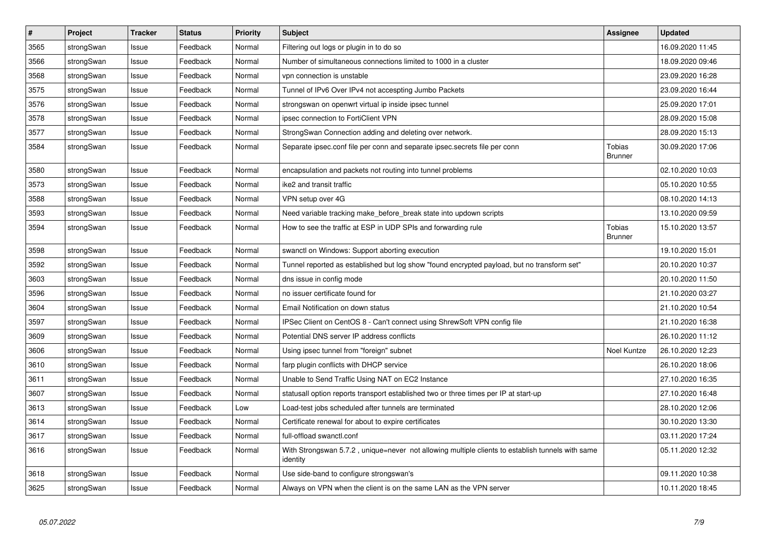| # | Project | Tracker | Status | Priority | Subject | Assignee | Updated |
|---|---|---|---|---|---|---|---|
| 3565 | strongSwan | Issue | Feedback | Normal | Filtering out logs or plugin in to do so | | 16.09.2020 11:45 |
| 3566 | strongSwan | Issue | Feedback | Normal | Number of simultaneous connections limited to 1000 in a cluster | | 18.09.2020 09:46 |
| 3568 | strongSwan | Issue | Feedback | Normal | vpn connection is unstable | | 23.09.2020 16:28 |
| 3575 | strongSwan | Issue | Feedback | Normal | Tunnel of IPv6 Over IPv4 not accespting Jumbo Packets | | 23.09.2020 16:44 |
| 3576 | strongSwan | Issue | Feedback | Normal | strongswan on openwrt virtual ip inside ipsec tunnel | | 25.09.2020 17:01 |
| 3578 | strongSwan | Issue | Feedback | Normal | ipsec connection to FortiClient VPN | | 28.09.2020 15:08 |
| 3577 | strongSwan | Issue | Feedback | Normal | StrongSwan Connection adding and deleting over network. | | 28.09.2020 15:13 |
| 3584 | strongSwan | Issue | Feedback | Normal | Separate ipsec.conf file per conn and separate ipsec.secrets file per conn | Tobias Brunner | 30.09.2020 17:06 |
| 3580 | strongSwan | Issue | Feedback | Normal | encapsulation and packets not routing into tunnel problems | | 02.10.2020 10:03 |
| 3573 | strongSwan | Issue | Feedback | Normal | ike2 and transit traffic | | 05.10.2020 10:55 |
| 3588 | strongSwan | Issue | Feedback | Normal | VPN setup over 4G | | 08.10.2020 14:13 |
| 3593 | strongSwan | Issue | Feedback | Normal | Need variable tracking make_before_break state into updown scripts | | 13.10.2020 09:59 |
| 3594 | strongSwan | Issue | Feedback | Normal | How to see the traffic at ESP in UDP SPIs and forwarding rule | Tobias Brunner | 15.10.2020 13:57 |
| 3598 | strongSwan | Issue | Feedback | Normal | swanctl on Windows: Support aborting execution | | 19.10.2020 15:01 |
| 3592 | strongSwan | Issue | Feedback | Normal | Tunnel reported as established but log show "found encrypted payload, but no transform set" | | 20.10.2020 10:37 |
| 3603 | strongSwan | Issue | Feedback | Normal | dns issue in config mode | | 20.10.2020 11:50 |
| 3596 | strongSwan | Issue | Feedback | Normal | no issuer certificate found for | | 21.10.2020 03:27 |
| 3604 | strongSwan | Issue | Feedback | Normal | Email Notification on down status | | 21.10.2020 10:54 |
| 3597 | strongSwan | Issue | Feedback | Normal | IPSec Client on CentOS 8 - Can't connect using ShrewSoft VPN config file | | 21.10.2020 16:38 |
| 3609 | strongSwan | Issue | Feedback | Normal | Potential DNS server IP address conflicts | | 26.10.2020 11:12 |
| 3606 | strongSwan | Issue | Feedback | Normal | Using ipsec tunnel from "foreign" subnet | Noel Kuntze | 26.10.2020 12:23 |
| 3610 | strongSwan | Issue | Feedback | Normal | farp plugin conflicts with DHCP service | | 26.10.2020 18:06 |
| 3611 | strongSwan | Issue | Feedback | Normal | Unable to Send Traffic Using NAT on EC2 Instance | | 27.10.2020 16:35 |
| 3607 | strongSwan | Issue | Feedback | Normal | statusall option reports transport established two or three times per IP at start-up | | 27.10.2020 16:48 |
| 3613 | strongSwan | Issue | Feedback | Low | Load-test jobs scheduled after tunnels are terminated | | 28.10.2020 12:06 |
| 3614 | strongSwan | Issue | Feedback | Normal | Certificate renewal for about to expire certificates | | 30.10.2020 13:30 |
| 3617 | strongSwan | Issue | Feedback | Normal | full-offload swanctl.conf | | 03.11.2020 17:24 |
| 3616 | strongSwan | Issue | Feedback | Normal | With Strongswan 5.7.2 , unique=never not allowing multiple clients to establish tunnels with same identity | | 05.11.2020 12:32 |
| 3618 | strongSwan | Issue | Feedback | Normal | Use side-band to configure strongswan's | | 09.11.2020 10:38 |
| 3625 | strongSwan | Issue | Feedback | Normal | Always on VPN when the client is on the same LAN as the VPN server | | 10.11.2020 18:45 |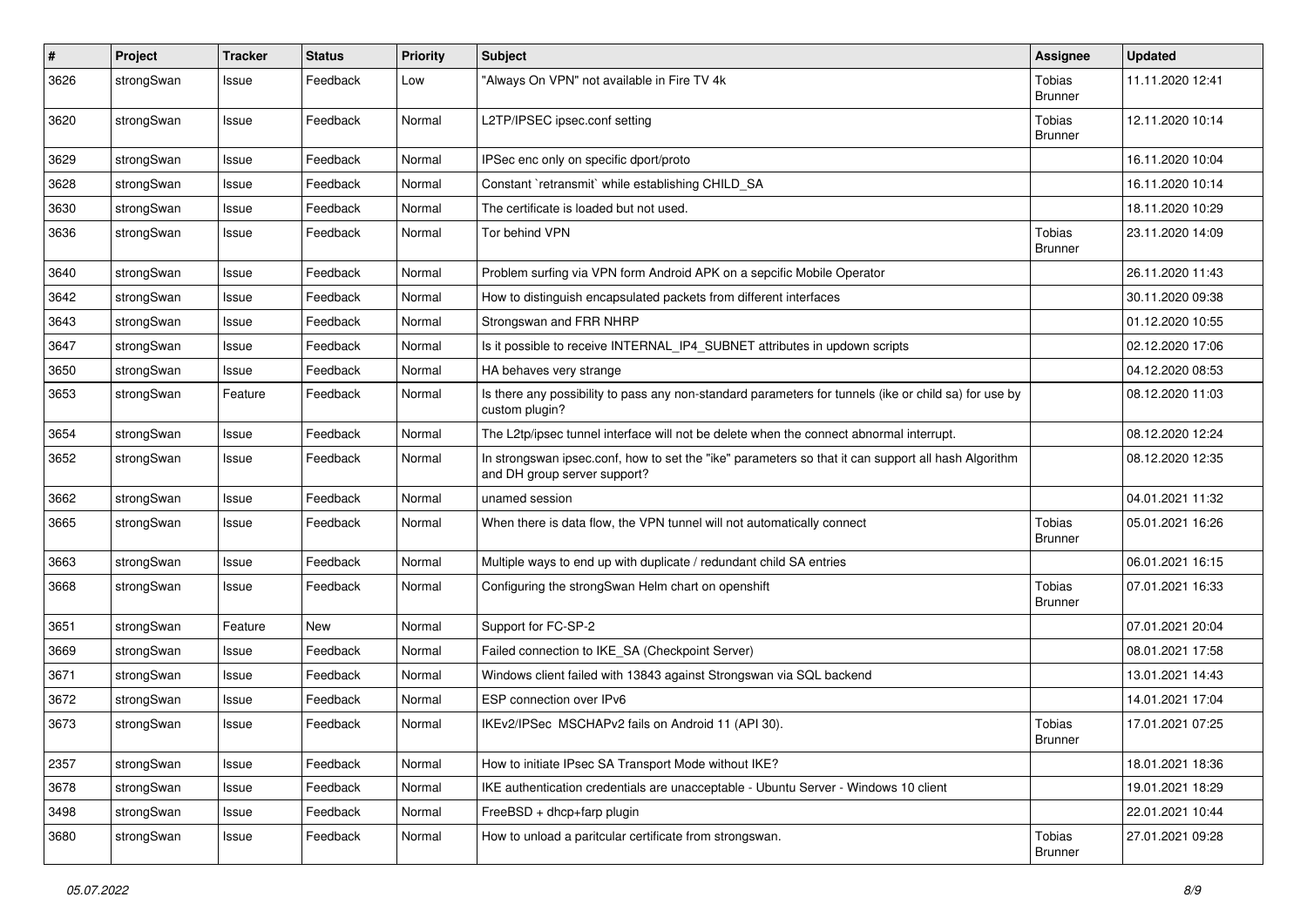| # | Project | Tracker | Status | Priority | Subject | Assignee | Updated |
|---|---|---|---|---|---|---|---|
| 3626 | strongSwan | Issue | Feedback | Low | "Always On VPN" not available in Fire TV 4k | Tobias Brunner | 11.11.2020 12:41 |
| 3620 | strongSwan | Issue | Feedback | Normal | L2TP/IPSEC ipsec.conf setting | Tobias Brunner | 12.11.2020 10:14 |
| 3629 | strongSwan | Issue | Feedback | Normal | IPSec enc only on specific dport/proto | | 16.11.2020 10:04 |
| 3628 | strongSwan | Issue | Feedback | Normal | Constant `retransmit` while establishing CHILD_SA | | 16.11.2020 10:14 |
| 3630 | strongSwan | Issue | Feedback | Normal | The certificate is loaded but not used. | | 18.11.2020 10:29 |
| 3636 | strongSwan | Issue | Feedback | Normal | Tor behind VPN | Tobias Brunner | 23.11.2020 14:09 |
| 3640 | strongSwan | Issue | Feedback | Normal | Problem surfing via VPN form Android APK on a sepcific Mobile Operator | | 26.11.2020 11:43 |
| 3642 | strongSwan | Issue | Feedback | Normal | How to distinguish encapsulated packets from different interfaces | | 30.11.2020 09:38 |
| 3643 | strongSwan | Issue | Feedback | Normal | Strongswan and FRR NHRP | | 01.12.2020 10:55 |
| 3647 | strongSwan | Issue | Feedback | Normal | Is it possible to receive INTERNAL_IP4_SUBNET attributes in updown scripts | | 02.12.2020 17:06 |
| 3650 | strongSwan | Issue | Feedback | Normal | HA behaves very strange | | 04.12.2020 08:53 |
| 3653 | strongSwan | Feature | Feedback | Normal | Is there any possibility to pass any non-standard parameters for tunnels (ike or child sa) for use by custom plugin? | | 08.12.2020 11:03 |
| 3654 | strongSwan | Issue | Feedback | Normal | The L2tp/ipsec tunnel interface will not be delete when the connect abnormal interrupt. | | 08.12.2020 12:24 |
| 3652 | strongSwan | Issue | Feedback | Normal | In strongswan ipsec.conf, how to set the "ike" parameters so that it can support all hash Algorithm and DH group server support? | | 08.12.2020 12:35 |
| 3662 | strongSwan | Issue | Feedback | Normal | unamed session | | 04.01.2021 11:32 |
| 3665 | strongSwan | Issue | Feedback | Normal | When there is data flow, the VPN tunnel will not automatically connect | Tobias Brunner | 05.01.2021 16:26 |
| 3663 | strongSwan | Issue | Feedback | Normal | Multiple ways to end up with duplicate / redundant child SA entries | | 06.01.2021 16:15 |
| 3668 | strongSwan | Issue | Feedback | Normal | Configuring the strongSwan Helm chart on openshift | Tobias Brunner | 07.01.2021 16:33 |
| 3651 | strongSwan | Feature | New | Normal | Support for FC-SP-2 | | 07.01.2021 20:04 |
| 3669 | strongSwan | Issue | Feedback | Normal | Failed connection to IKE_SA (Checkpoint Server) | | 08.01.2021 17:58 |
| 3671 | strongSwan | Issue | Feedback | Normal | Windows client failed with 13843 against Strongswan via SQL backend | | 13.01.2021 14:43 |
| 3672 | strongSwan | Issue | Feedback | Normal | ESP connection over IPv6 | | 14.01.2021 17:04 |
| 3673 | strongSwan | Issue | Feedback | Normal | IKEv2/IPSec MSCHAPv2 fails on Android 11 (API 30). | Tobias Brunner | 17.01.2021 07:25 |
| 2357 | strongSwan | Issue | Feedback | Normal | How to initiate IPsec SA Transport Mode without IKE? | | 18.01.2021 18:36 |
| 3678 | strongSwan | Issue | Feedback | Normal | IKE authentication credentials are unacceptable - Ubuntu Server - Windows 10 client | | 19.01.2021 18:29 |
| 3498 | strongSwan | Issue | Feedback | Normal | FreeBSD + dhcp+farp plugin | | 22.01.2021 10:44 |
| 3680 | strongSwan | Issue | Feedback | Normal | How to unload a paritcular certificate from strongswan. | Tobias Brunner | 27.01.2021 09:28 |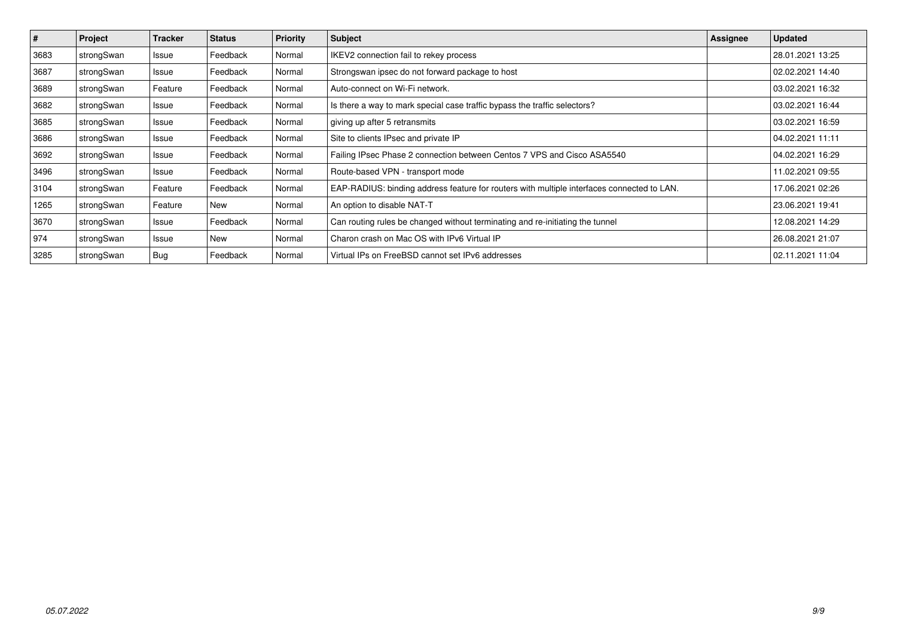| # | Project | Tracker | Status | Priority | Subject | Assignee | Updated |
|---|---|---|---|---|---|---|---|
| 3683 | strongSwan | Issue | Feedback | Normal | IKEV2 connection fail to rekey process | | 28.01.2021 13:25 |
| 3687 | strongSwan | Issue | Feedback | Normal | Strongswan ipsec do not forward package to host | | 02.02.2021 14:40 |
| 3689 | strongSwan | Feature | Feedback | Normal | Auto-connect on Wi-Fi network. | | 03.02.2021 16:32 |
| 3682 | strongSwan | Issue | Feedback | Normal | Is there a way to mark special case traffic bypass the traffic selectors? | | 03.02.2021 16:44 |
| 3685 | strongSwan | Issue | Feedback | Normal | giving up after 5 retransmits | | 03.02.2021 16:59 |
| 3686 | strongSwan | Issue | Feedback | Normal | Site to clients IPsec and private IP | | 04.02.2021 11:11 |
| 3692 | strongSwan | Issue | Feedback | Normal | Failing IPsec Phase 2 connection between Centos 7 VPS and Cisco ASA5540 | | 04.02.2021 16:29 |
| 3496 | strongSwan | Issue | Feedback | Normal | Route-based VPN - transport mode | | 11.02.2021 09:55 |
| 3104 | strongSwan | Feature | Feedback | Normal | EAP-RADIUS: binding address feature for routers with multiple interfaces connected to LAN. | | 17.06.2021 02:26 |
| 1265 | strongSwan | Feature | New | Normal | An option to disable NAT-T | | 23.06.2021 19:41 |
| 3670 | strongSwan | Issue | Feedback | Normal | Can routing rules be changed without terminating and re-initiating the tunnel | | 12.08.2021 14:29 |
| 974 | strongSwan | Issue | New | Normal | Charon crash on Mac OS with IPv6 Virtual IP | | 26.08.2021 21:07 |
| 3285 | strongSwan | Bug | Feedback | Normal | Virtual IPs on FreeBSD cannot set IPv6 addresses | | 02.11.2021 11:04 |

*05.07.2022*